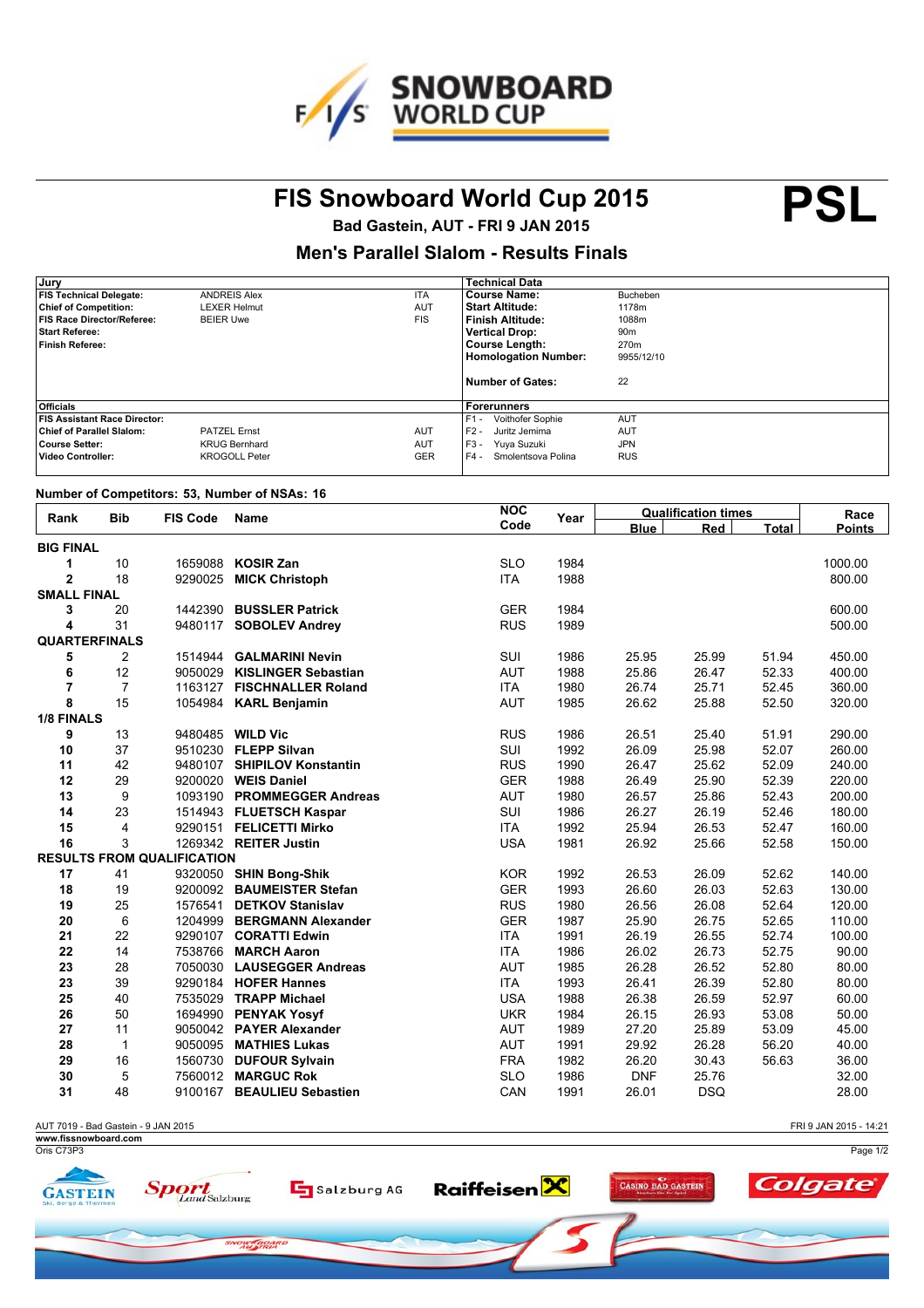# FIS Snowboard World Cup 2015

**PSL**

### Bad Gastein, AUT - FRI 9 JAN 2015

## Men's Parallel Slalom - Results Finals

| Jury | | | Technical Data | |
|---|---|---|---|---|
| **FIS Technical Delegate:** | ANDREIS Alex | ITA | **Course Name:** | Bucheben |
| **Chief of Competition:** | LEXER Helmut | AUT | **Start Altitude:** | 1178m |
| **FIS Race Director/Referee:** | BEIER Uwe | FIS | **Finish Altitude:** | 1088m |
| **Start Referee:** | | | **Vertical Drop:** | 90m |
| **Finish Referee:** | | | **Course Length:** | 270m |
| | | | **Homologation Number:** | 9955/12/10 |
| | | | **Number of Gates:** | 22 |
| **Officials** | | | **Forerunners** | |
| **FIS Assistant Race Director:** | | | F1 - Voithofer Sophie | AUT |
| **Chief of Parallel Slalom:** | PATZEL Ernst | AUT | F2 - Juritz Jemima | AUT |
| **Course Setter:** | KRUG Bernhard | AUT | F3 - Yuya Suzuki | JPN |
| **Video Controller:** | KROGOLL Peter | GER | F4 - Smolentsova Polina | RUS |

**Number of Competitors: 53, Number of NSAs: 16**

| Rank | Bib | FIS Code | Name | NOC Code | Year | Qualification times Blue | Red | Total | Race Points |
|---|---|---|---|---|---|---|---|---|---|
| **BIG FINAL** | | | | | | | | | |
| **1** | 10 | 1659088 | **KOSIR Zan** | SLO | 1984 | | | | 1000.00 |
| **2** | 18 | 9290025 | **MICK Christoph** | ITA | 1988 | | | | 800.00 |
| **SMALL FINAL** | | | | | | | | | |
| **3** | 20 | 1442390 | **BUSSLER Patrick** | GER | 1984 | | | | 600.00 |
| **4** | 31 | 9480117 | **SOBOLEV Andrey** | RUS | 1989 | | | | 500.00 |
| **QUARTERFINALS** | | | | | | | | | |
| **5** | 2 | 1514944 | **GALMARINI Nevin** | SUI | 1986 | 25.95 | 25.99 | 51.94 | 450.00 |
| **6** | 12 | 9050029 | **KISLINGER Sebastian** | AUT | 1988 | 25.86 | 26.47 | 52.33 | 400.00 |
| **7** | 7 | 1163127 | **FISCHNALLER Roland** | ITA | 1980 | 26.74 | 25.71 | 52.45 | 360.00 |
| **8** | 15 | 1054984 | **KARL Benjamin** | AUT | 1985 | 26.62 | 25.88 | 52.50 | 320.00 |
| **1/8 FINALS** | | | | | | | | | |
| **9** | 13 | 9480485 | **WILD Vic** | RUS | 1986 | 26.51 | 25.40 | 51.91 | 290.00 |
| **10** | 37 | 9510230 | **FLEPP Silvan** | SUI | 1992 | 26.09 | 25.98 | 52.07 | 260.00 |
| **11** | 42 | 9480107 | **SHIPILOV Konstantin** | RUS | 1990 | 26.47 | 25.62 | 52.09 | 240.00 |
| **12** | 29 | 9200020 | **WEIS Daniel** | GER | 1988 | 26.49 | 25.90 | 52.39 | 220.00 |
| **13** | 9 | 1093190 | **PROMMEGGER Andreas** | AUT | 1980 | 26.57 | 25.86 | 52.43 | 200.00 |
| **14** | 23 | 1514943 | **FLUETSCH Kaspar** | SUI | 1986 | 26.27 | 26.19 | 52.46 | 180.00 |
| **15** | 4 | 9290151 | **FELICETTI Mirko** | ITA | 1992 | 25.94 | 26.53 | 52.47 | 160.00 |
| **16** | 3 | 1269342 | **REITER Justin** | USA | 1981 | 26.92 | 25.66 | 52.58 | 150.00 |
| **RESULTS FROM QUALIFICATION** | | | | | | | | | |
| **17** | 41 | 9320050 | **SHIN Bong-Shik** | KOR | 1992 | 26.53 | 26.09 | 52.62 | 140.00 |
| **18** | 19 | 9200092 | **BAUMEISTER Stefan** | GER | 1993 | 26.60 | 26.03 | 52.63 | 130.00 |
| **19** | 25 | 1576541 | **DETKOV Stanislav** | RUS | 1980 | 26.56 | 26.08 | 52.64 | 120.00 |
| **20** | 6 | 1204999 | **BERGMANN Alexander** | GER | 1987 | 25.90 | 26.75 | 52.65 | 110.00 |
| **21** | 22 | 9290107 | **CORATTI Edwin** | ITA | 1991 | 26.19 | 26.55 | 52.74 | 100.00 |
| **22** | 14 | 7538766 | **MARCH Aaron** | ITA | 1986 | 26.02 | 26.73 | 52.75 | 90.00 |
| **23** | 28 | 7050030 | **LAUSEGGER Andreas** | AUT | 1985 | 26.28 | 26.52 | 52.80 | 80.00 |
| **23** | 39 | 9290184 | **HOFER Hannes** | ITA | 1993 | 26.41 | 26.39 | 52.80 | 80.00 |
| **25** | 40 | 7535029 | **TRAPP Michael** | USA | 1988 | 26.38 | 26.59 | 52.97 | 60.00 |
| **26** | 50 | 1694990 | **PENYAK Yosyf** | UKR | 1984 | 26.15 | 26.93 | 53.08 | 50.00 |
| **27** | 11 | 9050042 | **PAYER Alexander** | AUT | 1989 | 27.20 | 25.89 | 53.09 | 45.00 |
| **28** | 1 | 9050095 | **MATHIES Lukas** | AUT | 1991 | 29.92 | 26.28 | 56.20 | 40.00 |
| **29** | 16 | 1560730 | **DUFOUR Sylvain** | FRA | 1982 | 26.20 | 30.43 | 56.63 | 36.00 |
| **30** | 5 | 7560012 | **MARGUC Rok** | SLO | 1986 | DNF | 25.76 | | 32.00 |
| **31** | 48 | 9100167 | **BEAULIEU Sebastien** | CAN | 1991 | 26.01 | DSQ | | 28.00 |

AUT 7019 - Bad Gastein - 9 JAN 2015 FRI 9 JAN 2015 - 14:21

www.fissnowboard.com

Oris C73P3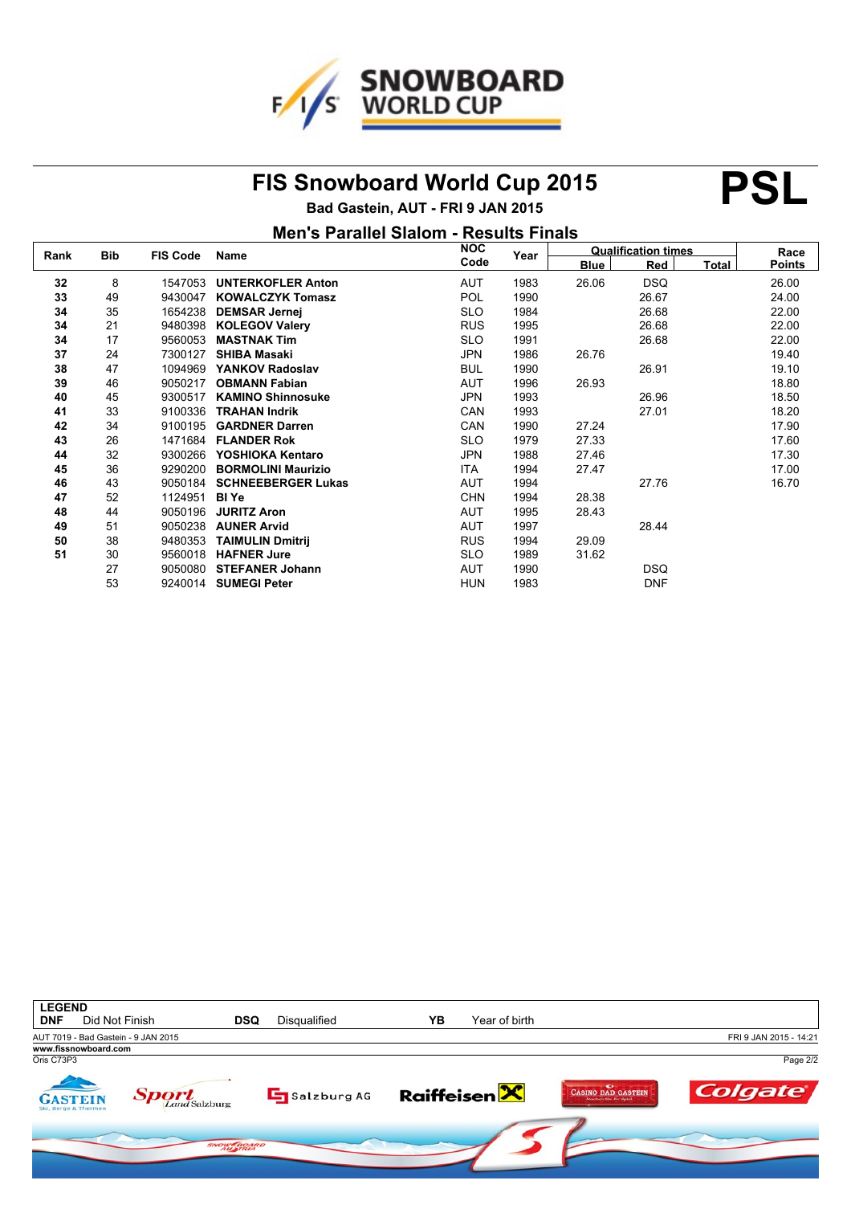# FIS Snowboard World Cup 2015

**PSL**

**Bad Gastein, AUT - FRI 9 JAN 2015**

## Men's Parallel Slalom - Results Finals

| Rank | Bib | FIS Code | Name | NOC Code | Year | Qualification times | | | Race Points |
|---|---|---|---|---|---|---|---|---|---|
| | | | | | | Blue | Red | Total | |
| **32** | 8 | 1547053 | **UNTERKOFLER Anton** | AUT | 1983 | 26.06 | DSQ | | 26.00 |
| **33** | 49 | 9430047 | **KOWALCZYK Tomasz** | POL | 1990 | | 26.67 | | 24.00 |
| **34** | 35 | 1654238 | **DEMSAR Jernej** | SLO | 1984 | | 26.68 | | 22.00 |
| **34** | 21 | 9480398 | **KOLEGOV Valery** | RUS | 1995 | | 26.68 | | 22.00 |
| **34** | 17 | 9560053 | **MASTNAK Tim** | SLO | 1991 | | 26.68 | | 22.00 |
| **37** | 24 | 7300127 | **SHIBA Masaki** | JPN | 1986 | 26.76 | | | 19.40 |
| **38** | 47 | 1094969 | **YANKOV Radoslav** | BUL | 1990 | | 26.91 | | 19.10 |
| **39** | 46 | 9050217 | **OBMANN Fabian** | AUT | 1996 | 26.93 | | | 18.80 |
| **40** | 45 | 9300517 | **KAMINO Shinnosuke** | JPN | 1993 | | 26.96 | | 18.50 |
| **41** | 33 | 9100336 | **TRAHAN Indrik** | CAN | 1993 | | 27.01 | | 18.20 |
| **42** | 34 | 9100195 | **GARDNER Darren** | CAN | 1990 | 27.24 | | | 17.90 |
| **43** | 26 | 1471684 | **FLANDER Rok** | SLO | 1979 | 27.33 | | | 17.60 |
| **44** | 32 | 9300266 | **YOSHIOKA Kentaro** | JPN | 1988 | 27.46 | | | 17.30 |
| **45** | 36 | 9290200 | **BORMOLINI Maurizio** | ITA | 1994 | 27.47 | | | 17.00 |
| **46** | 43 | 9050184 | **SCHNEEBERGER Lukas** | AUT | 1994 | | 27.76 | | 16.70 |
| **47** | 52 | 1124951 | **BI Ye** | CHN | 1994 | 28.38 | | | |
| **48** | 44 | 9050196 | **JURITZ Aron** | AUT | 1995 | 28.43 | | | |
| **49** | 51 | 9050238 | **AUNER Arvid** | AUT | 1997 | | 28.44 | | |
| **50** | 38 | 9480353 | **TAIMULIN Dmitrij** | RUS | 1994 | 29.09 | | | |
| **51** | 30 | 9560018 | **HAFNER Jure** | SLO | 1989 | 31.62 | | | |
| | 27 | 9050080 | **STEFANER Johann** | AUT | 1990 | | DSQ | | |
| | 53 | 9240014 | **SUMEGI Peter** | HUN | 1983 | | DNF | | |

**LEGEND**

**DNF** Did Not Finish **DSQ** Disqualified **YB** Year of birth

AUT 7019 - Bad Gastein - 9 JAN 2015

FRI 9 JAN 2015 - 14:21

**www.fissnowboard.com**

Oris C73P3